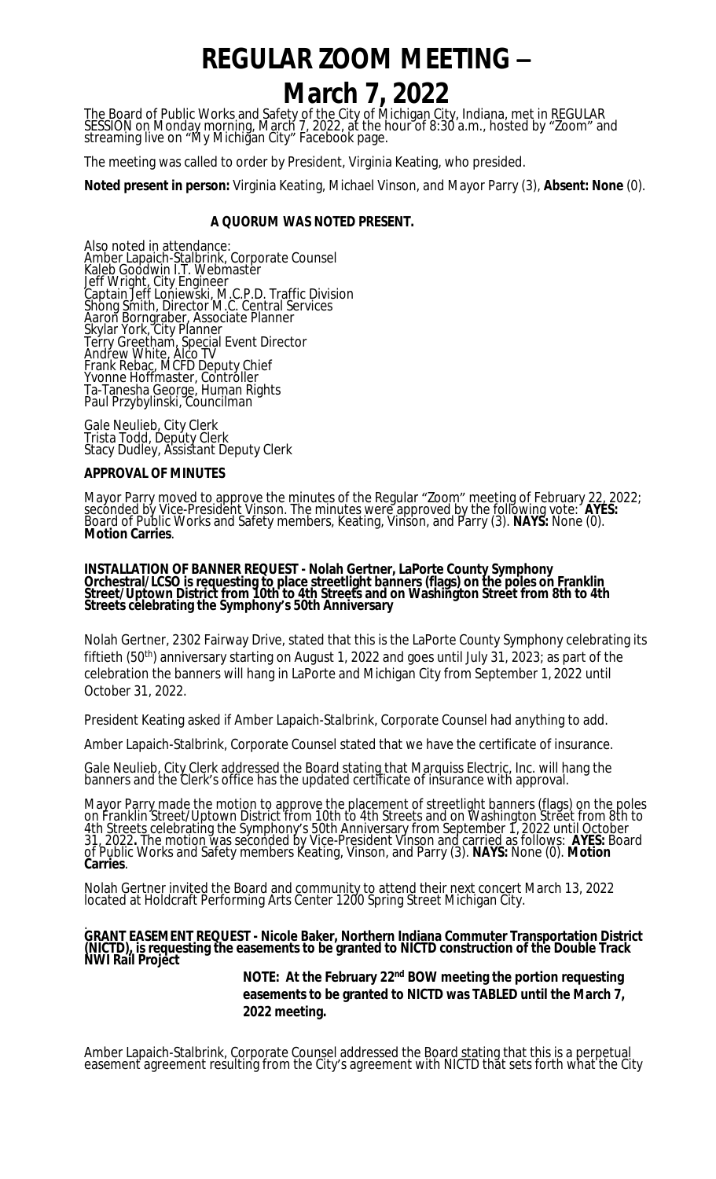# REGULAR ZOOM MEETING – March 7, 2022

The Board of Public Works and Safety of the City of Michigan City, Indiana, met in REGULAR SESSION on Monday morning, March 7, 2022, at the hour of 8:30 a.m., hosted by "Zoom" and streaming live on "My Michigan City" Facebook page.

The meeting was called to order by President, Virginia Keating, who presided.

**Noted present in person:** Virginia Keating, Michael Vinson, and Mayor Parry (3), **Absent: None** (0).

**A QUORUM WAS NOTED PRESENT.**

Also noted in attendance:
Amber Lapaich-Stalbrink, Corporate Counsel
Kaleb Goodwin I.T. Webmaster
Jeff Wright, City Engineer
Captain Jeff Loniewski, M.C.P.D. Traffic Division
Shong Smith, Director M.C. Central Services
Aaron Borngraber, Associate Planner
Skylar York, City Planner
Terry Greetham, Special Event Director
Andrew White, Alco TV
Frank Rebac, MCFD Deputy Chief
Yvonne Hoffmaster, Controller
Ta-Tanesha George, Human Rights
Paul Przybylinski, Councilman

Gale Neulieb, City Clerk
Trista Todd, Deputy Clerk
Stacy Dudley, Assistant Deputy Clerk

**APPROVAL OF MINUTES**

Mayor Parry moved to approve the minutes of the Regular "Zoom" meeting of February 22, 2022; seconded by Vice-President Vinson. The minutes were approved by the following vote: **AYES:** Board of Public Works and Safety members, Keating, Vinson, and Parry (3). **NAYS:** None (0). **Motion Carries**.

**INSTALLATION OF BANNER REQUEST - Nolah Gertner, LaPorte County Symphony Orchestral/LCSO is requesting to place streetlight banners (flags) on the poles on Franklin Street/Uptown District from 10th to 4th Streets and on Washington Street from 8th to 4th Streets celebrating the Symphony's 50th Anniversary**

Nolah Gertner, 2302 Fairway Drive, stated that this is the LaPorte County Symphony celebrating its fiftieth (50th) anniversary starting on August 1, 2022 and goes until July 31, 2023; as part of the celebration the banners will hang in LaPorte and Michigan City from September 1, 2022 until October 31, 2022.

President Keating asked if Amber Lapaich-Stalbrink, Corporate Counsel had anything to add.

Amber Lapaich-Stalbrink, Corporate Counsel stated that we have the certificate of insurance.

Gale Neulieb, City Clerk addressed the Board stating that Marquiss Electric, Inc. will hang the banners and the Clerk's office has the updated certificate of insurance with approval.

Mayor Parry made the motion to approve the placement of streetlight banners (flags) on the poles on Franklin Street/Uptown District from 10th to 4th Streets and on Washington Street from 8th to 4th Streets celebrating the Symphony's 50th Anniversary from September 1, 2022 until October 31, 2022**.** The motion was seconded by Vice-President Vinson and carried as follows: **AYES:** Board of Public Works and Safety members Keating, Vinson, and Parry (3). **NAYS:** None (0). **Motion Carries**.

Nolah Gertner invited the Board and community to attend their next concert March 13, 2022 located at Holdcraft Performing Arts Center 1200 Spring Street Michigan City.

**GRANT EASEMENT REQUEST - Nicole Baker, Northern Indiana Commuter Transportation District (NICTD), is requesting the easements to be granted to NICTD construction of the Double Track NWI Rail Project**

> **NOTE: At the February 22nd BOW meeting the portion requesting easements to be granted to NICTD was TABLED until the March 7, 2022 meeting.**

Amber Lapaich-Stalbrink, Corporate Counsel addressed the Board stating that this is a perpetual easement agreement resulting from the City's agreement with NICTD that sets forth what the City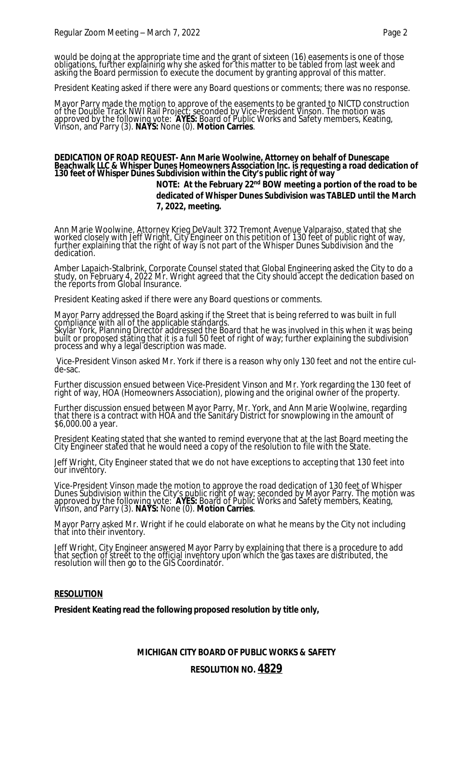would be doing at the appropriate time and the grant of sixteen (16) easements is one of those obligations, further explaining why she asked for this matter to be tabled from last week and asking the Board permission to execute the document by granting approval of this matter.

President Keating asked if there were any Board questions or comments; there was no response.

Mayor Parry made the motion to approve of the easements to be granted to NICTD construction of the Double Track NWI Rail Project; seconded by Vice-President Vinson. The motion was approved by the following vote: **AYES:** Board of Public Works and Safety members, Keating, Vinson, and Parry (3). **NAYS:** None (0). **Motion Carries**.

**DEDICATION OF ROAD REQUEST- Ann Marie Woolwine, Attorney on behalf of Dunescape Beachwalk LLC & Whisper Dunes Homeowners Association Inc. is requesting a road dedication of 130 feet of Whisper Dunes Subdivision within the City's public right of way**

**NOTE: At the February 22nd BOW meeting a portion of the road to be dedicated of Whisper Dunes Subdivision was TABLED until the March 7, 2022, meeting.**

Ann Marie Woolwine, Attorney Krieg DeVault 372 Tremont Avenue Valparaiso, stated that she worked closely with Jeff Wright, City Engineer on this petition of 130 feet of public right of way, further explaining that the right of way is not part of the Whisper Dunes Subdivision and the dedication.

Amber Lapaich-Stalbrink, Corporate Counsel stated that Global Engineering asked the City to do a study, on February 4, 2022 Mr. Wright agreed that the City should accept the dedication based on the reports from Global Insurance.

President Keating asked if there were any Board questions or comments.

Mayor Parry addressed the Board asking if the Street that is being referred to was built in full compliance with all of the applicable standards.
Skylar York, Planning Director addressed the Board that he was involved in this when it was being built or proposed stating that it is a full 50 feet of right of way; further explaining the subdivision process and why a legal description was made.

Vice-President Vinson asked Mr. York if there is a reason why only 130 feet and not the entire cul-de-sac.

Further discussion ensued between Vice-President Vinson and Mr. York regarding the 130 feet of right of way, HOA (Homeowners Association), plowing and the original owner of the property.

Further discussion ensued between Mayor Parry, Mr. York, and Ann Marie Woolwine, regarding that there is a contract with HOA and the Sanitary District for snowplowing in the amount of $6,000.00 a year.

President Keating stated that she wanted to remind everyone that at the last Board meeting the City Engineer stated that he would need a copy of the resolution to file with the State.

Jeff Wright, City Engineer stated that we do not have exceptions to accepting that 130 feet into our inventory.

Vice-President Vinson made the motion to approve the road dedication of 130 feet of Whisper Dunes Subdivision within the City's public right of way; seconded by Mayor Parry. The motion was approved by the following vote: **AYES:** Board of Public Works and Safety members, Keating, Vinson, and Parry (3). **NAYS:** None (0). **Motion Carries**.

Mayor Parry asked Mr. Wright if he could elaborate on what he means by the City not including that into their inventory.

Jeff Wright, City Engineer answered Mayor Parry by explaining that there is a procedure to add that section of street to the official inventory upon which the gas taxes are distributed, the resolution will then go to the GIS Coordinator.

**RESOLUTION**

**President Keating read the following proposed resolution by title only,**

**MICHIGAN CITY BOARD OF PUBLIC WORKS & SAFETY**

**RESOLUTION NO. 4829**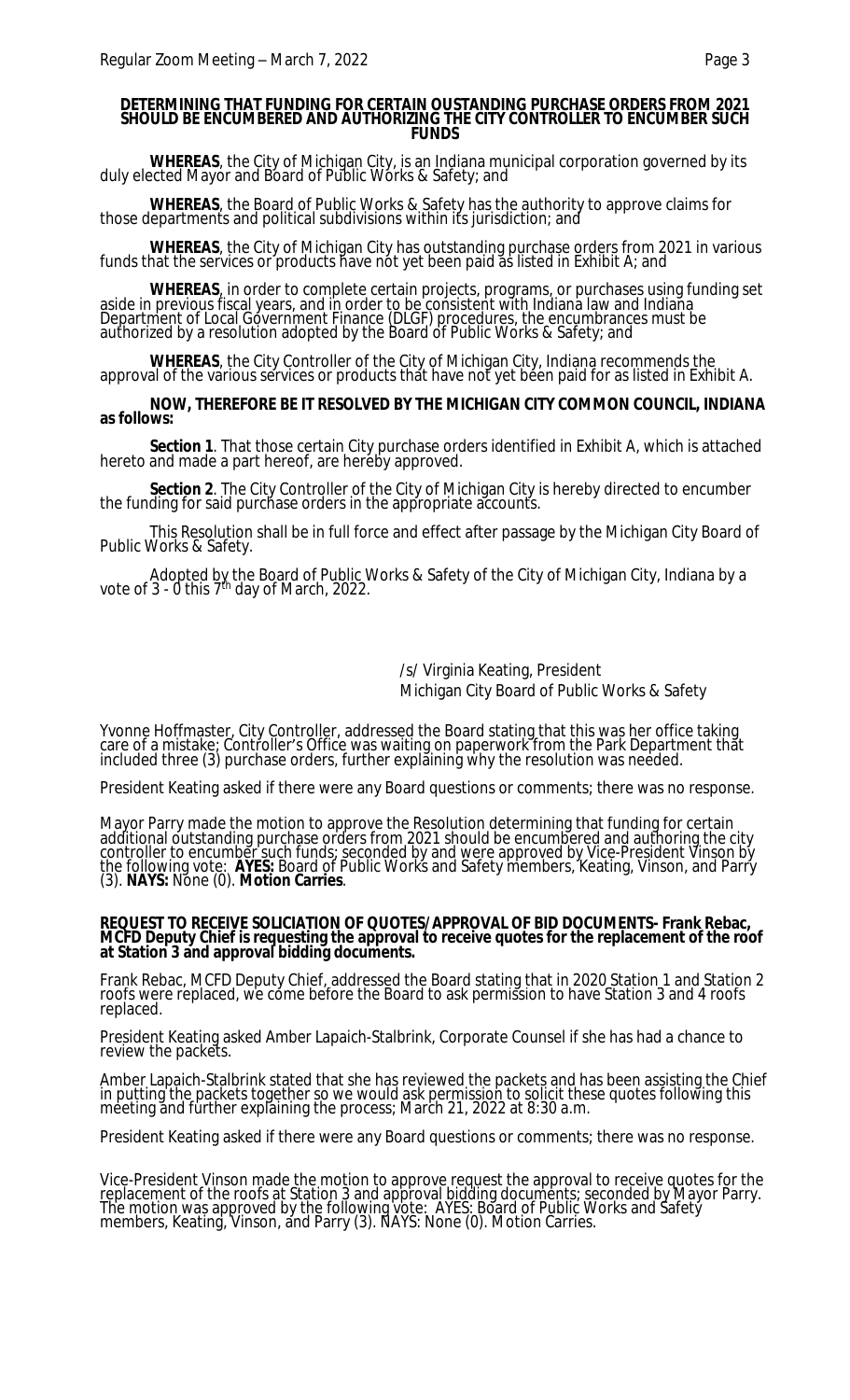**DETERMINING THAT FUNDING FOR CERTAIN OUSTANDING PURCHASE ORDERS FROM 2021 SHOULD BE ENCUMBERED AND AUTHORIZING THE CITY CONTROLLER TO ENCUMBER SUCH FUNDS**

**WHEREAS**, the City of Michigan City, is an Indiana municipal corporation governed by its duly elected Mayor and Board of Public Works & Safety; and

**WHEREAS**, the Board of Public Works & Safety has the authority to approve claims for those departments and political subdivisions within its jurisdiction; and

**WHEREAS**, the City of Michigan City has outstanding purchase orders from 2021 in various funds that the services or products have not yet been paid as listed in Exhibit A; and

**WHEREAS**, in order to complete certain projects, programs, or purchases using funding set aside in previous fiscal years, and in order to be consistent with Indiana law and Indiana Department of Local Government Finance (DLGF) procedures, the encumbrances must be authorized by a resolution adopted by the Board of Public Works & Safety; and

**WHEREAS**, the City Controller of the City of Michigan City, Indiana recommends the approval of the various services or products that have not yet been paid for as listed in Exhibit A.

**NOW, THEREFORE BE IT RESOLVED BY THE MICHIGAN CITY COMMON COUNCIL, INDIANA as follows:**

**Section 1**. That those certain City purchase orders identified in Exhibit A, which is attached hereto and made a part hereof, are hereby approved.

**Section 2**. The City Controller of the City of Michigan City is hereby directed to encumber the funding for said purchase orders in the appropriate accounts.

This Resolution shall be in full force and effect after passage by the Michigan City Board of Public Works & Safety.

Adopted by the Board of Public Works & Safety of the City of Michigan City, Indiana by a vote of 3 - 0 this 7th day of March, 2022.

/s/ Virginia Keating, President
Michigan City Board of Public Works & Safety

Yvonne Hoffmaster, City Controller, addressed the Board stating that this was her office taking care of a mistake; Controller's Office was waiting on paperwork from the Park Department that included three (3) purchase orders, further explaining why the resolution was needed.

President Keating asked if there were any Board questions or comments; there was no response.

Mayor Parry made the motion to approve the Resolution determining that funding for certain additional outstanding purchase orders from 2021 should be encumbered and authoring the city controller to encumber such funds; seconded by and were approved by Vice-President Vinson by the following vote: **AYES:** Board of Public Works and Safety members, Keating, Vinson, and Parry (3). **NAYS:** None (0). **Motion Carries**.

**REQUEST TO RECEIVE SOLICIATION OF QUOTES/APPROVAL OF BID DOCUMENTS- Frank Rebac, MCFD Deputy Chief is requesting the approval to receive quotes for the replacement of the roof at Station 3 and approval bidding documents.**

Frank Rebac, MCFD Deputy Chief, addressed the Board stating that in 2020 Station 1 and Station 2 roofs were replaced, we come before the Board to ask permission to have Station 3 and 4 roofs replaced.

President Keating asked Amber Lapaich-Stalbrink, Corporate Counsel if she has had a chance to review the packets.

Amber Lapaich-Stalbrink stated that she has reviewed the packets and has been assisting the Chief in putting the packets together so we would ask permission to solicit these quotes following this meeting and further explaining the process; March 21, 2022 at 8:30 a.m.

President Keating asked if there were any Board questions or comments; there was no response.

Vice-President Vinson made the motion to approve request the approval to receive quotes for the replacement of the roofs at Station 3 and approval bidding documents; seconded by Mayor Parry. The motion was approved by the following vote: AYES: Board of Public Works and Safety members, Keating, Vinson, and Parry (3). NAYS: None (0). Motion Carries.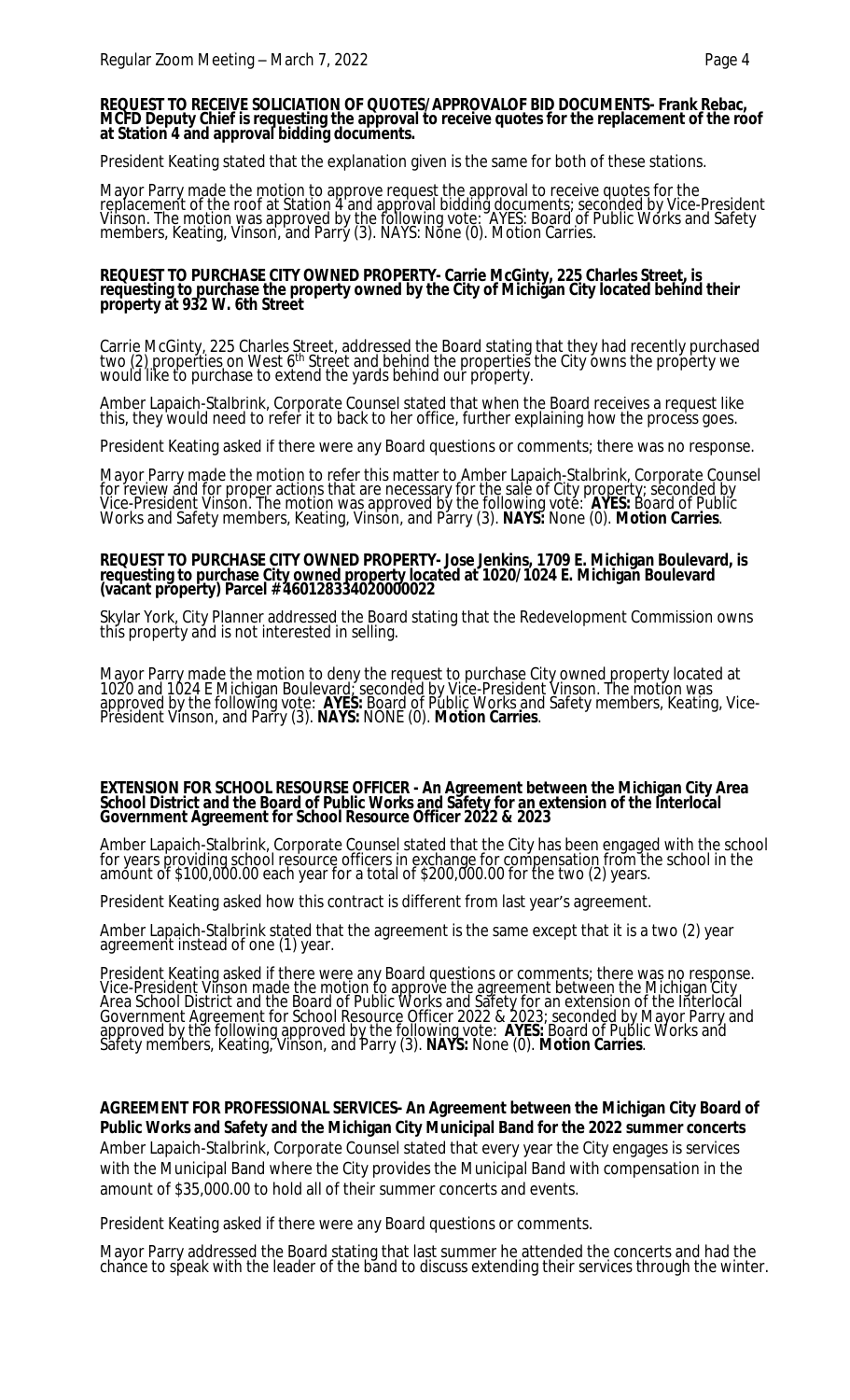**REQUEST TO RECEIVE SOLICIATION OF QUOTES/APPROVALOF BID DOCUMENTS- Frank Rebac, MCFD Deputy Chief is requesting the approval to receive quotes for the replacement of the roof at Station 4 and approval bidding documents.**

President Keating stated that the explanation given is the same for both of these stations.

Mayor Parry made the motion to approve request the approval to receive quotes for the replacement of the roof at Station 4 and approval bidding documents; seconded by Vice-President Vinson. The motion was approved by the following vote: AYES: Board of Public Works and Safety members, Keating, Vinson, and Parry (3). NAYS: None (0). Motion Carries.

**REQUEST TO PURCHASE CITY OWNED PROPERTY- Carrie McGinty, 225 Charles Street, is requesting to purchase the property owned by the City of Michigan City located behind their property at 932 W. 6th Street**

Carrie McGinty, 225 Charles Street, addressed the Board stating that they had recently purchased two (2) properties on West 6th Street and behind the properties the City owns the property we would like to purchase to extend the yards behind our property.

Amber Lapaich-Stalbrink, Corporate Counsel stated that when the Board receives a request like this, they would need to refer it to back to her office, further explaining how the process goes.

President Keating asked if there were any Board questions or comments; there was no response.

Mayor Parry made the motion to refer this matter to Amber Lapaich-Stalbrink, Corporate Counsel for review and for proper actions that are necessary for the sale of City property; seconded by Vice-President Vinson. The motion was approved by the following vote: **AYES:** Board of Public Works and Safety members, Keating, Vinson, and Parry (3). **NAYS:** None (0). **Motion Carries**.

**REQUEST TO PURCHASE CITY OWNED PROPERTY- Jose Jenkins, 1709 E. Michigan Boulevard, is requesting to purchase City owned property located at 1020/1024 E. Michigan Boulevard (vacant property) Parcel # 460128334020000022**

Skylar York, City Planner addressed the Board stating that the Redevelopment Commission owns this property and is not interested in selling.

Mayor Parry made the motion to deny the request to purchase City owned property located at 1020 and 1024 E Michigan Boulevard; seconded by Vice-President Vinson. The motion was approved by the following vote: **AYES:** Board of Public Works and Safety members, Keating, Vice-President Vinson, and Parry (3). **NAYS:** NONE (0). **Motion Carries**.

**EXTENSION FOR SCHOOL RESOURSE OFFICER - An Agreement between the Michigan City Area School District and the Board of Public Works and Safety for an extension of the Interlocal Government Agreement for School Resource Officer 2022 & 2023**

Amber Lapaich-Stalbrink, Corporate Counsel stated that the City has been engaged with the school for years providing school resource officers in exchange for compensation from the school in the amount of $100,000.00 each year for a total of $200,000.00 for the two (2) years.

President Keating asked how this contract is different from last year's agreement.

Amber Lapaich-Stalbrink stated that the agreement is the same except that it is a two (2) year agreement instead of one (1) year.

President Keating asked if there were any Board questions or comments; there was no response. Vice-President Vinson made the motion to approve the agreement between the Michigan City Area School District and the Board of Public Works and Safety for an extension of the Interlocal Government Agreement for School Resource Officer 2022 & 2023; seconded by Mayor Parry and approved by the following approved by the following vote: **AYES:** Board of Public Works and Safety members, Keating, Vinson, and Parry (3). **NAYS:** None (0). **Motion Carries**.

**AGREEMENT FOR PROFESSIONAL SERVICES- An Agreement between the Michigan City Board of Public Works and Safety and the Michigan City Municipal Band for the 2022 summer concerts**

Amber Lapaich-Stalbrink, Corporate Counsel stated that every year the City engages is services with the Municipal Band where the City provides the Municipal Band with compensation in the amount of $35,000.00 to hold all of their summer concerts and events.

President Keating asked if there were any Board questions or comments.

Mayor Parry addressed the Board stating that last summer he attended the concerts and had the chance to speak with the leader of the band to discuss extending their services through the winter.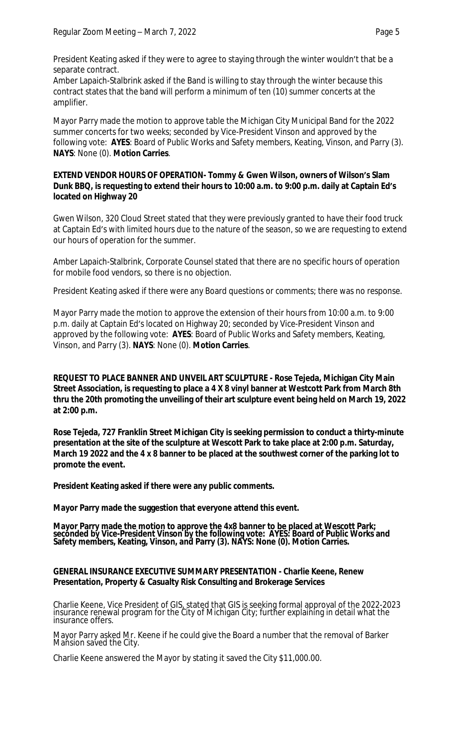President Keating asked if they were to agree to staying through the winter wouldn't that be a separate contract.
Amber Lapaich-Stalbrink asked if the Band is willing to stay through the winter because this contract states that the band will perform a minimum of ten (10) summer concerts at the amplifier.

Mayor Parry made the motion to approve table the Michigan City Municipal Band for the 2022 summer concerts for two weeks; seconded by Vice-President Vinson and approved by the following vote: **AYES**: Board of Public Works and Safety members, Keating, Vinson, and Parry (3). **NAYS**: None (0). **Motion Carries**.

**EXTEND VENDOR HOURS OF OPERATION- Tommy & Gwen Wilson, owners of Wilson's Slam Dunk BBQ, is requesting to extend their hours to 10:00 a.m. to 9:00 p.m. daily at Captain Ed's located on Highway 20**

Gwen Wilson, 320 Cloud Street stated that they were previously granted to have their food truck at Captain Ed's with limited hours due to the nature of the season, so we are requesting to extend our hours of operation for the summer.

Amber Lapaich-Stalbrink, Corporate Counsel stated that there are no specific hours of operation for mobile food vendors, so there is no objection.

President Keating asked if there were any Board questions or comments; there was no response.

Mayor Parry made the motion to approve the extension of their hours from 10:00 a.m. to 9:00 p.m. daily at Captain Ed's located on Highway 20; seconded by Vice-President Vinson and approved by the following vote: **AYES**: Board of Public Works and Safety members, Keating, Vinson, and Parry (3). **NAYS**: None (0). **Motion Carries**.

**REQUEST TO PLACE BANNER AND UNVEIL ART SCULPTURE - Rose Tejeda, Michigan City Main Street Association, is requesting to place a 4 X 8 vinyl banner at Westcott Park from March 8th thru the 20th promoting the unveiling of their art sculpture event being held on March 19, 2022 at 2:00 p.m.**

**Rose Tejeda, 727 Franklin Street Michigan City is seeking permission to conduct a thirty-minute presentation at the site of the sculpture at Wescott Park to take place at 2:00 p.m. Saturday, March 19 2022 and the 4 x 8 banner to be placed at the southwest corner of the parking lot to promote the event.**

**President Keating asked if there were any public comments.**

**Mayor Parry made the suggestion that everyone attend this event.**

**Mayor Parry made the motion to approve the 4x8 banner to be placed at Wescott Park; seconded by Vice-President Vinson by the following vote: AYES: Board of Public Works and Safety members, Keating, Vinson, and Parry (3). NAYS: None (0). Motion Carries.**

**GENERAL INSURANCE EXECUTIVE SUMMARY PRESENTATION - Charlie Keene, Renew Presentation, Property & Casualty Risk Consulting and Brokerage Services**

Charlie Keene, Vice President of GIS, stated that GIS is seeking formal approval of the 2022-2023 insurance renewal program for the City of Michigan City; further explaining in detail what the insurance offers.

Mayor Parry asked Mr. Keene if he could give the Board a number that the removal of Barker Mansion saved the City.

Charlie Keene answered the Mayor by stating it saved the City $11,000.00.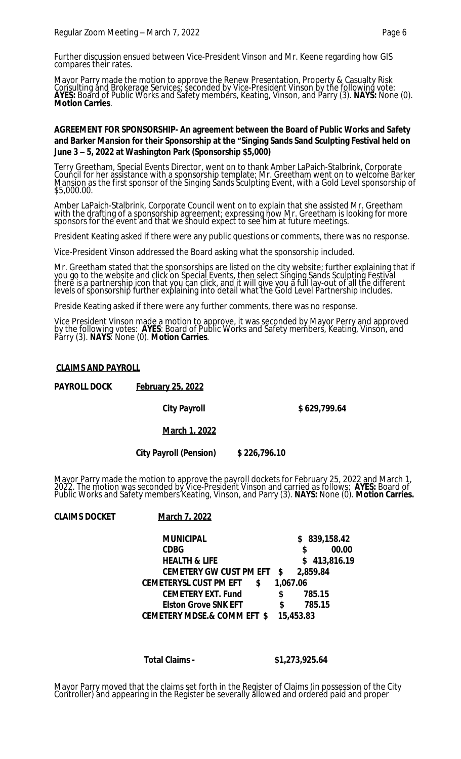Further discussion ensued between Vice-President Vinson and Mr. Keene regarding how GIS compares their rates.

Mayor Parry made the motion to approve the Renew Presentation, Property & Casualty Risk Consulting and Brokerage Services; seconded by Vice-President Vinson by the following vote: **AYES:** Board of Public Works and Safety members, Keating, Vinson, and Parry (3). **NAYS:** None (0). **Motion Carries**.

**AGREEMENT FOR SPONSORSHIP- An agreement between the Board of Public Works and Safety and Barker Mansion for their Sponsorship at the "Singing Sands Sand Sculpting Festival held on June 3 – 5, 2022 at Washington Park (Sponsorship $5,000)**

Terry Greetham, Special Events Director, went on to thank Amber LaPaich-Stalbrink, Corporate Council for her assistance with a sponsorship template; Mr. Greetham went on to welcome Barker Mansion as the first sponsor of the Singing Sands Sculpting Event, with a Gold Level sponsorship of $5,000.00.

Amber LaPaich-Stalbrink, Corporate Council went on to explain that she assisted Mr. Greetham with the drafting of a sponsorship agreement; expressing how Mr. Greetham is looking for more sponsors for the event and that we should expect to see him at future meetings.

President Keating asked if there were any public questions or comments, there was no response.

Vice-President Vinson addressed the Board asking what the sponsorship included.

Mr. Greetham stated that the sponsorships are listed on the city website; further explaining that if you go to the website and click on Special Events, then select Singing Sands Sculpting Festival there is a partnership icon that you can click, and it will give you a full lay-out of all the different levels of sponsorship further explaining into detail what the Gold Level Partnership includes.

Preside Keating asked if there were any further comments, there was no response.

Vice President Vinson made a motion to approve, it was seconded by Mayor Perry and approved by the following votes: **AYES**: Board of Public Works and Safety members, Keating, Vinson, and Parry (3). **NAYS**: None (0). **Motion Carries**.

**CLAIMS AND PAYROLL**

**PAYROLL DOCK** **February 25, 2022**

| | |
|---|---|
| **City Payroll** | **$ 629,799.64** |

**March 1, 2022**

| | |
|---|---|
| **City Payroll (Pension)** | **$ 226,796.10** |

Mayor Parry made the motion to approve the payroll dockets for February 25, 2022 and March 1, 2022. The motion was seconded by Vice-President Vinson and carried as follows: **AYES:** Board of Public Works and Safety members Keating, Vinson, and Parry (3). **NAYS:** None (0). **Motion Carries.**

**CLAIMS DOCKET** **March 7, 2022**

| | |
|---|---|
| **MUNICIPAL** | **$ 839,158.42** |
| **CDBG** | **$ 00.00** |
| **HEALTH & LIFE** | **$ 413,816.19** |
| **CEMETERY GW CUST PM EFT** | **$ 2,859.84** |
| **CEMETERYSL CUST PM EFT** | **$ 1,067.06** |
| **CEMETERY EXT. Fund** | **$ 785.15** |
| **Elston Grove SNK EFT** | **$ 785.15** |
| **CEMETERY MDSE.& COMM EFT** | **$ 15,453.83** |

| | |
|---|---|
| **Total Claims -** | **$1,273,925.64** |

Mayor Parry moved that the claims set forth in the Register of Claims (in possession of the City Controller) and appearing in the Register be severally allowed and ordered paid and proper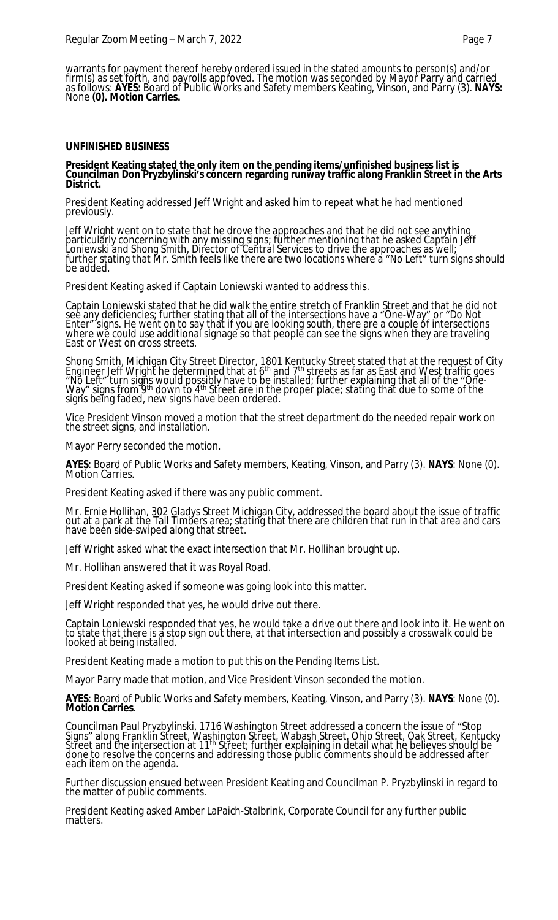warrants for payment thereof hereby ordered issued in the stated amounts to person(s) and/or firm(s) as set forth, and payrolls approved. The motion was seconded by Mayor Parry and carried as follows: **AYES:** Board of Public Works and Safety members Keating, Vinson, and Parry (3). **NAYS:** None **(0). Motion Carries.**

**UNFINISHED BUSINESS**

**President Keating stated the only item on the pending items/unfinished business list is Councilman Don Pryzbylinski's concern regarding runway traffic along Franklin Street in the Arts District.**

President Keating addressed Jeff Wright and asked him to repeat what he had mentioned previously.

Jeff Wright went on to state that he drove the approaches and that he did not see anything particularly concerning with any missing signs; further mentioning that he asked Captain Jeff Loniewski and Shong Smith, Director of Central Services to drive the approaches as well; further stating that Mr. Smith feels like there are two locations where a "No Left" turn signs should be added.

President Keating asked if Captain Loniewski wanted to address this.

Captain Loniewski stated that he did walk the entire stretch of Franklin Street and that he did not see any deficiencies; further stating that all of the intersections have a "One-Way" or "Do Not Enter" signs. He went on to say that if you are looking south, there are a couple of intersections where we could use additional signage so that people can see the signs when they are traveling East or West on cross streets.

Shong Smith, Michigan City Street Director, 1801 Kentucky Street stated that at the request of City Engineer Jeff Wright he determined that at 6th and 7th streets as far as East and West traffic goes "No Left" turn signs would possibly have to be installed; further explaining that all of the "One-Way" signs from 9th down to 4th Street are in the proper place; stating that due to some of the signs being faded, new signs have been ordered.

Vice President Vinson moved a motion that the street department do the needed repair work on the street signs, and installation.

Mayor Perry seconded the motion.

**AYES**: Board of Public Works and Safety members, Keating, Vinson, and Parry (3). **NAYS**: None (0). Motion Carries.

President Keating asked if there was any public comment.

Mr. Ernie Hollihan, 302 Gladys Street Michigan City, addressed the board about the issue of traffic out at a park at the Tall Timbers area; stating that there are children that run in that area and cars have been side-swiped along that street.

Jeff Wright asked what the exact intersection that Mr. Hollihan brought up.

Mr. Hollihan answered that it was Royal Road.

President Keating asked if someone was going look into this matter.

Jeff Wright responded that yes, he would drive out there.

Captain Loniewski responded that yes, he would take a drive out there and look into it. He went on to state that there is a stop sign out there, at that intersection and possibly a crosswalk could be looked at being installed.

President Keating made a motion to put this on the Pending Items List.

Mayor Parry made that motion, and Vice President Vinson seconded the motion.

**AYES**: Board of Public Works and Safety members, Keating, Vinson, and Parry (3). **NAYS**: None (0). **Motion Carries**.

Councilman Paul Pryzbylinski, 1716 Washington Street addressed a concern the issue of "Stop Signs" along Franklin Street, Washington Street, Wabash Street, Ohio Street, Oak Street, Kentucky Street and the intersection at 11th Street; further explaining in detail what he believes should be done to resolve the concerns and addressing those public comments should be addressed after each item on the agenda.

Further discussion ensued between President Keating and Councilman P. Pryzbylinski in regard to the matter of public comments.

President Keating asked Amber LaPaich-Stalbrink, Corporate Council for any further public matters.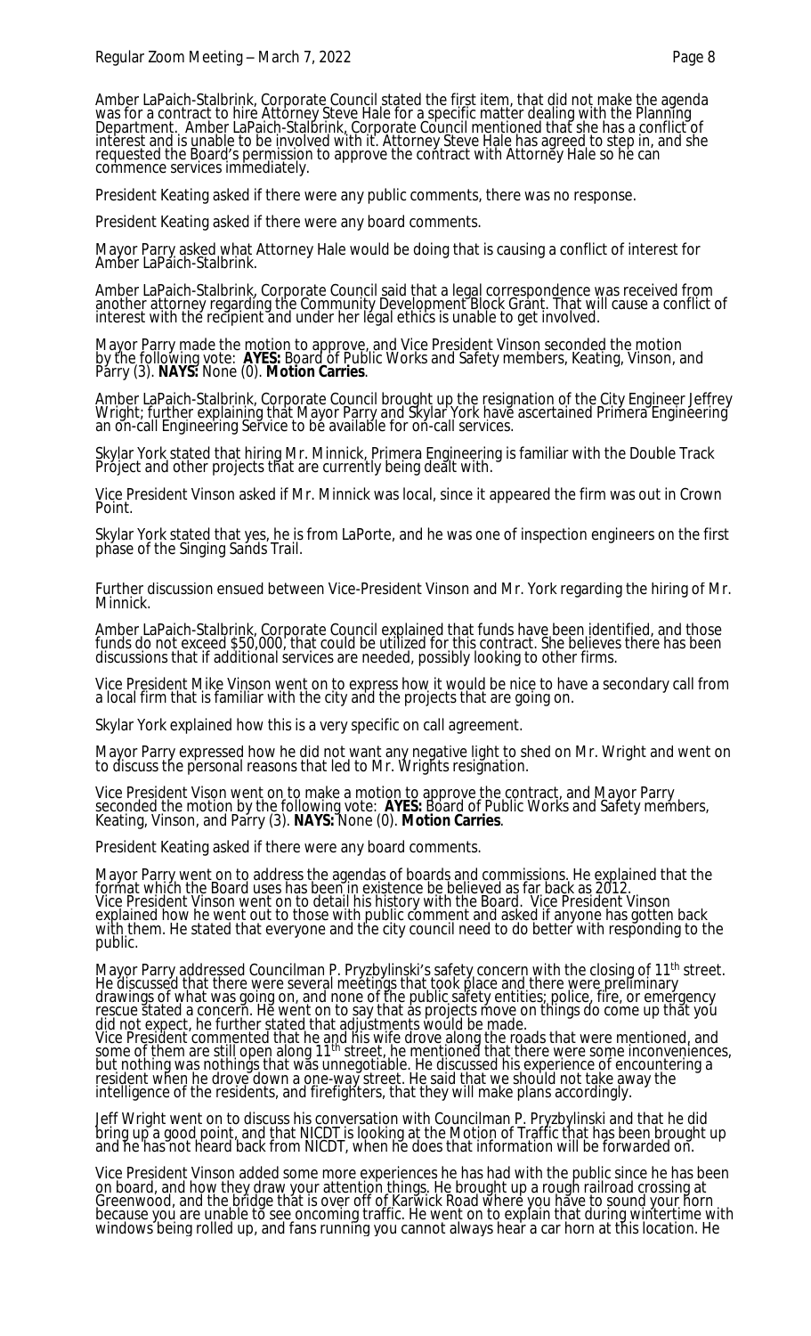Amber LaPaich-Stalbrink, Corporate Council stated the first item, that did not make the agenda was for a contract to hire Attorney Steve Hale for a specific matter dealing with the Planning Department. Amber LaPaich-Stalbrink, Corporate Council mentioned that she has a conflict of interest and is unable to be involved with it. Attorney Steve Hale has agreed to step in, and she requested the Board's permission to approve the contract with Attorney Hale so he can commence services immediately.

President Keating asked if there were any public comments, there was no response.

President Keating asked if there were any board comments.

Mayor Parry asked what Attorney Hale would be doing that is causing a conflict of interest for Amber LaPaich-Stalbrink.

Amber LaPaich-Stalbrink, Corporate Council said that a legal correspondence was received from another attorney regarding the Community Development Block Grant. That will cause a conflict of interest with the recipient and under her legal ethics is unable to get involved.

Mayor Parry made the motion to approve, and Vice President Vinson seconded the motion by the following vote: **AYES:** Board of Public Works and Safety members, Keating, Vinson, and Parry (3). **NAYS:** None (0). **Motion Carries**.

Amber LaPaich-Stalbrink, Corporate Council brought up the resignation of the City Engineer Jeffrey Wright; further explaining that Mayor Parry and Skylar York have ascertained Primera Engineering an on-call Engineering Service to be available for on-call services.

Skylar York stated that hiring Mr. Minnick, Primera Engineering is familiar with the Double Track Project and other projects that are currently being dealt with.

Vice President Vinson asked if Mr. Minnick was local, since it appeared the firm was out in Crown Point.

Skylar York stated that yes, he is from LaPorte, and he was one of inspection engineers on the first phase of the Singing Sands Trail.

Further discussion ensued between Vice-President Vinson and Mr. York regarding the hiring of Mr. Minnick.

Amber LaPaich-Stalbrink, Corporate Council explained that funds have been identified, and those funds do not exceed $50,000, that could be utilized for this contract. She believes there has been discussions that if additional services are needed, possibly looking to other firms.

Vice President Mike Vinson went on to express how it would be nice to have a secondary call from a local firm that is familiar with the city and the projects that are going on.

Skylar York explained how this is a very specific on call agreement.

Mayor Parry expressed how he did not want any negative light to shed on Mr. Wright and went on to discuss the personal reasons that led to Mr. Wrights resignation.

Vice President Vison went on to make a motion to approve the contract, and Mayor Parry seconded the motion by the following vote: **AYES:** Board of Public Works and Safety members, Keating, Vinson, and Parry (3). **NAYS:** None (0). **Motion Carries**.

President Keating asked if there were any board comments.

Mayor Parry went on to address the agendas of boards and commissions. He explained that the format which the Board uses has been in existence be believed as far back as 2012.
Vice President Vinson went on to detail his history with the Board. Vice President Vinson explained how he went out to those with public comment and asked if anyone has gotten back with them. He stated that everyone and the city council need to do better with responding to the public.

Mayor Parry addressed Councilman P. Pryzbylinski's safety concern with the closing of 11th street. He discussed that there were several meetings that took place and there were preliminary drawings of what was going on, and none of the public safety entities; police, fire, or emergency rescue stated a concern. He went on to say that as projects move on things do come up that you did not expect, he further stated that adjustments would be made.
Vice President commented that he and his wife drove along the roads that were mentioned, and some of them are still open along 11th street, he mentioned that there were some inconveniences, but nothing was nothings that was unnegotiable. He discussed his experience of encountering a resident when he drove down a one-way street. He said that we should not take away the intelligence of the residents, and firefighters, that they will make plans accordingly.

Jeff Wright went on to discuss his conversation with Councilman P. Pryzbylinski and that he did bring up a good point, and that NICDT is looking at the Motion of Traffic that has been brought up and he has not heard back from NICDT, when he does that information will be forwarded on.

Vice President Vinson added some more experiences he has had with the public since he has been on board, and how they draw your attention things. He brought up a rough railroad crossing at Greenwood, and the bridge that is over off of Karwick Road where you have to sound your horn because you are unable to see oncoming traffic. He went on to explain that during wintertime with windows being rolled up, and fans running you cannot always hear a car horn at this location. He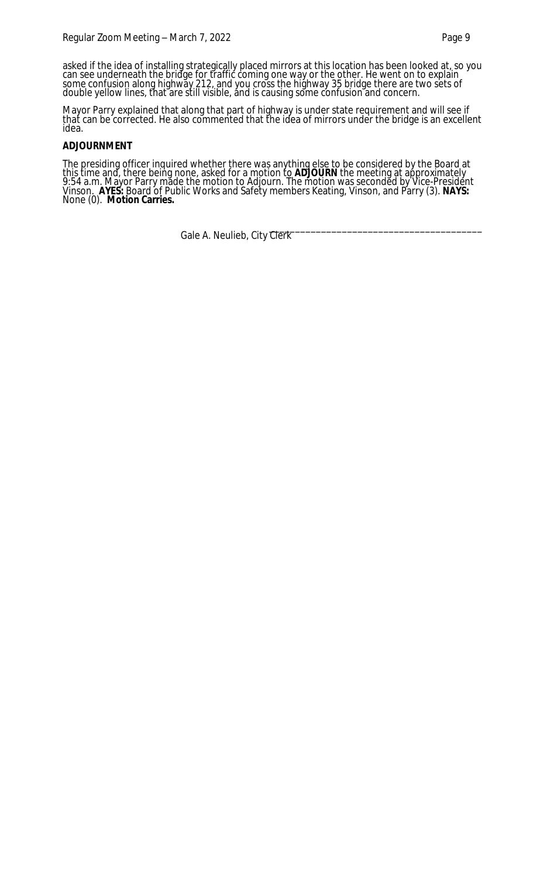asked if the idea of installing strategically placed mirrors at this location has been looked at, so you can see underneath the bridge for traffic coming one way or the other. He went on to explain some confusion along highway 212, and you cross the highway 35 bridge there are two sets of double yellow lines, that are still visible, and is causing some confusion and concern.

Mayor Parry explained that along that part of highway is under state requirement and will see if that can be corrected. He also commented that the idea of mirrors under the bridge is an excellent idea.

**ADJOURNMENT**

The presiding officer inquired whether there was anything else to be considered by the Board at this time and, there being none, asked for a motion to **ADJOURN** the meeting at approximately 9:54 a.m. Mayor Parry made the motion to Adjourn. The motion was seconded by Vice-President Vinson. **AYES:** Board of Public Works and Safety members Keating, Vinson, and Parry (3). **NAYS:** None (0). **Motion Carries.**

\_\_\_\_\_\_\_\_\_\_\_\_\_\_\_\_\_\_\_\_\_\_\_\_\_\_\_\_\_\_\_\_\_\_\_\_\_\_\_\_\_\_\_\_\_\_

Gale A. Neulieb, City Clerk